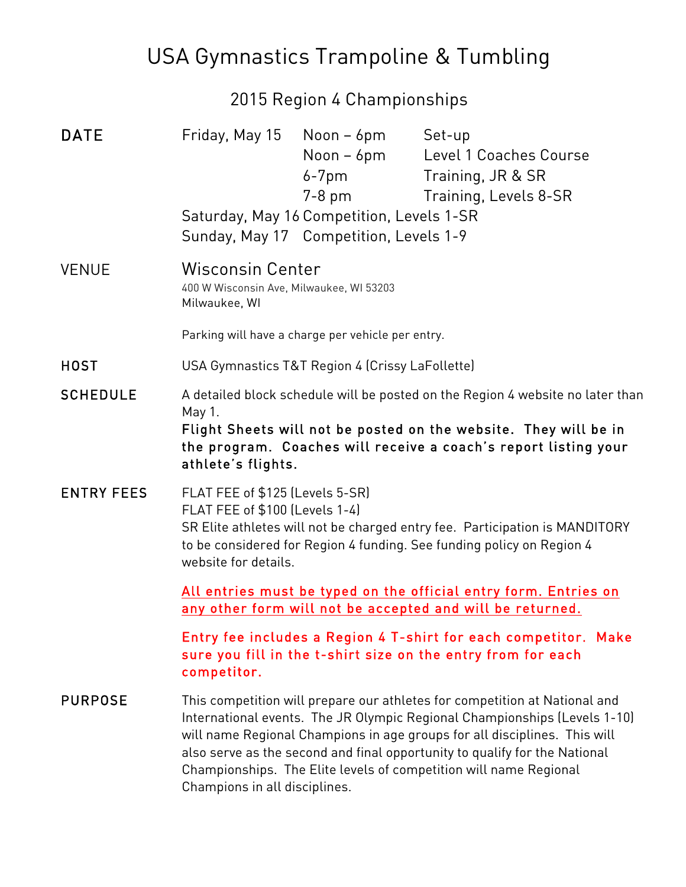# USA Gymnastics Trampoline & Tumbling

## 2015 Region 4 Championships

**DATE**

| | | |
|---|---|---|
| Friday, May 15 | Noon – 6pm | Set-up |
| | Noon – 6pm | Level 1 Coaches Course |
| | 6-7pm | Training, JR & SR |
| | 7-8 pm | Training, Levels 8-SR |
| Saturday, May 16 | Competition, Levels 1-SR | |
| Sunday, May 17 | Competition, Levels 1-9 | |

**VENUE**

Wisconsin Center
400 W Wisconsin Ave, Milwaukee, WI 53203
Milwaukee, WI

Parking will have a charge per vehicle per entry.

**HOST**

USA Gymnastics T&T Region 4 (Crissy LaFollette)

**SCHEDULE**

A detailed block schedule will be posted on the Region 4 website no later than May 1.

**Flight Sheets will not be posted on the website. They will be in the program. Coaches will receive a coach's report listing your athlete's flights.**

**ENTRY FEES**

FLAT FEE of $125 (Levels 5-SR)
FLAT FEE of $100 (Levels 1-4)
SR Elite athletes will not be charged entry fee. Participation is MANDITORY to be considered for Region 4 funding. See funding policy on Region 4 website for details.

**All entries must be typed on the official entry form. Entries on any other form will not be accepted and will be returned.**

**Entry fee includes a Region 4 T-shirt for each competitor. Make sure you fill in the t-shirt size on the entry from for each competitor.**

**PURPOSE**

This competition will prepare our athletes for competition at National and International events. The JR Olympic Regional Championships (Levels 1-10) will name Regional Champions in age groups for all disciplines. This will also serve as the second and final opportunity to qualify for the National Championships. The Elite levels of competition will name Regional Champions in all disciplines.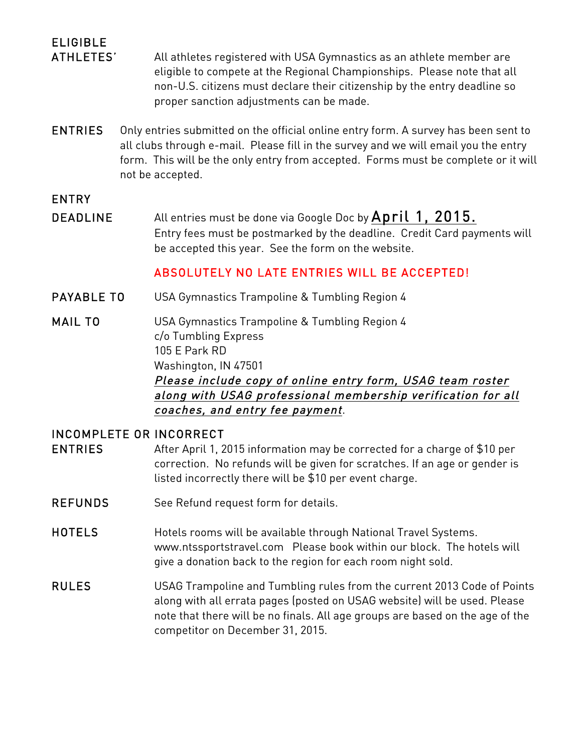**ELIGIBLE ATHLETES'**

All athletes registered with USA Gymnastics as an athlete member are eligible to compete at the Regional Championships. Please note that all non-U.S. citizens must declare their citizenship by the entry deadline so proper sanction adjustments can be made.

**ENTRIES**

Only entries submitted on the official online entry form. A survey has been sent to all clubs through e-mail. Please fill in the survey and we will email you the entry form. This will be the only entry from accepted. Forms must be complete or it will not be accepted.

**ENTRY DEADLINE**

All entries must be done via Google Doc by **April 1, 2015.**
Entry fees must be postmarked by the deadline. Credit Card payments will be accepted this year. See the form on the website.

**ABSOLUTELY NO LATE ENTRIES WILL BE ACCEPTED!**

**PAYABLE TO**

USA Gymnastics Trampoline & Tumbling Region 4

**MAIL TO**

USA Gymnastics Trampoline & Tumbling Region 4
c/o Tumbling Express
105 E Park RD
Washington, IN 47501
*Please include copy of online entry form, USAG team roster along with USAG professional membership verification for all coaches, and entry fee payment.*

**INCOMPLETE OR INCORRECT ENTRIES**

After April 1, 2015 information may be corrected for a charge of $10 per correction. No refunds will be given for scratches. If an age or gender is listed incorrectly there will be $10 per event charge.

**REFUNDS**

See Refund request form for details.

**HOTELS**

Hotels rooms will be available through National Travel Systems. www.ntssportstravel.com Please book within our block. The hotels will give a donation back to the region for each room night sold.

**RULES**

USAG Trampoline and Tumbling rules from the current 2013 Code of Points along with all errata pages (posted on USAG website) will be used. Please note that there will be no finals. All age groups are based on the age of the competitor on December 31, 2015.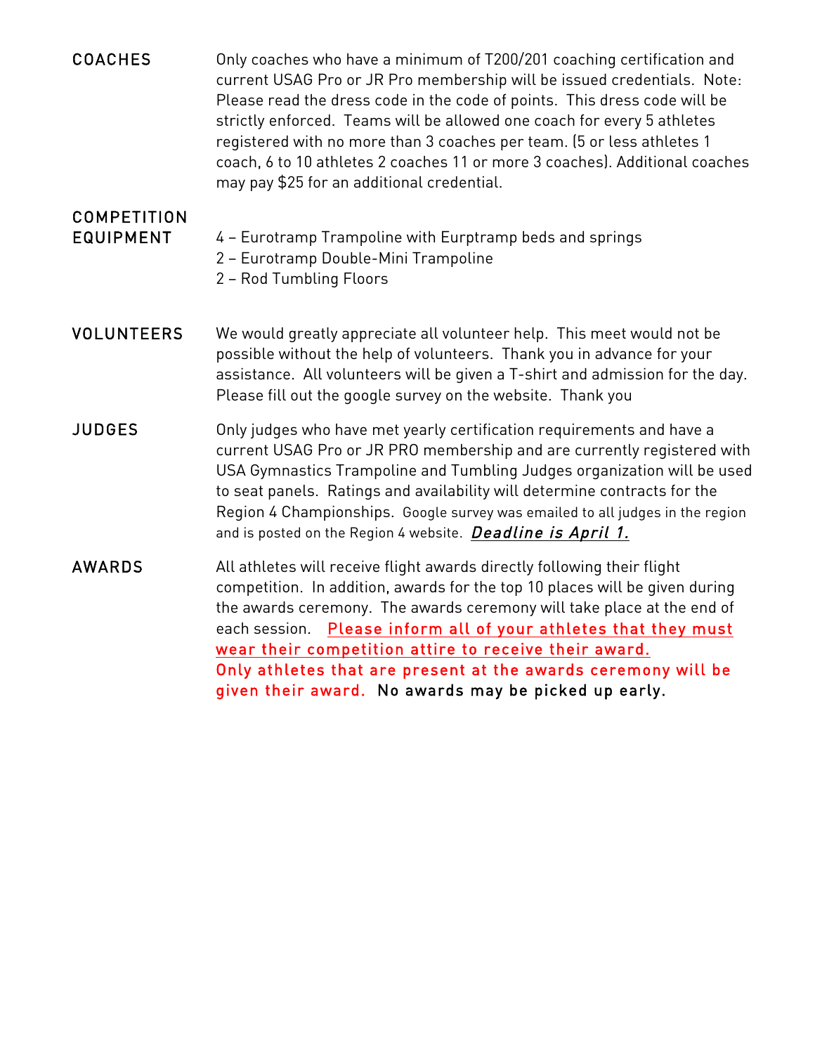**COACHES**

Only coaches who have a minimum of T200/201 coaching certification and current USAG Pro or JR Pro membership will be issued credentials. Note: Please read the dress code in the code of points. This dress code will be strictly enforced. Teams will be allowed one coach for every 5 athletes registered with no more than 3 coaches per team. (5 or less athletes 1 coach, 6 to 10 athletes 2 coaches 11 or more 3 coaches). Additional coaches may pay $25 for an additional credential.

**COMPETITION EQUIPMENT**

4 – Eurotramp Trampoline with Eurptramp beds and springs
2 – Eurotramp Double-Mini Trampoline
2 – Rod Tumbling Floors

**VOLUNTEERS**

We would greatly appreciate all volunteer help. This meet would not be possible without the help of volunteers. Thank you in advance for your assistance. All volunteers will be given a T-shirt and admission for the day. Please fill out the google survey on the website. Thank you

**JUDGES**

Only judges who have met yearly certification requirements and have a current USAG Pro or JR PRO membership and are currently registered with USA Gymnastics Trampoline and Tumbling Judges organization will be used to seat panels. Ratings and availability will determine contracts for the Region 4 Championships. Google survey was emailed to all judges in the region and is posted on the Region 4 website. ***Deadline is April 1.***

**AWARDS**

All athletes will receive flight awards directly following their flight competition. In addition, awards for the top 10 places will be given during the awards ceremony. The awards ceremony will take place at the end of each session. Please inform all of your athletes that they must wear their competition attire to receive their award. Only athletes that are present at the awards ceremony will be given their award. **No awards may be picked up early.**